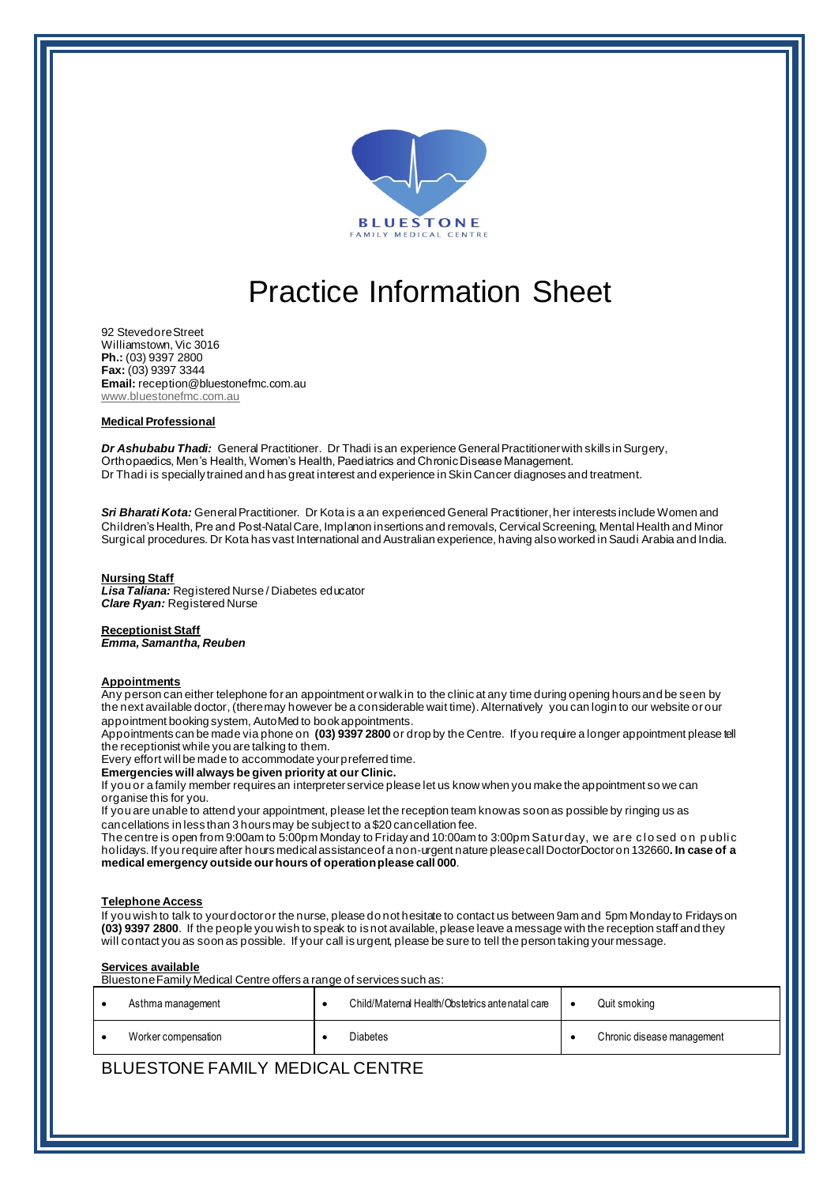# Practice Information Sheet

92 Stevedore Street
Williamstown, Vic 3016
**Ph.:** (03) 9397 2800
**Fax:** (03) 9397 3344
**Email:** reception@bluestonefmc.com.au
www.bluestonefmc.com.au

## Medical Professional

***Dr Ashubabu Thadi:*** General Practitioner. Dr Thadi is an experience General Practitioner with skills in Surgery, Orthopaedics, Men's Health, Women's Health, Paediatrics and Chronic Disease Management.
Dr Thadi is specially trained and has great interest and experience in Skin Cancer diagnoses and treatment.

***Sri Bharati Kota:*** General Practitioner. Dr Kota is a an experienced General Practitioner, her interests include Women and Children's Health, Pre and Post-Natal Care, Implanon insertions and removals, Cervical Screening, Mental Health and Minor Surgical procedures. Dr Kota has vast International and Australian experience, having also worked in Saudi Arabia and India.

## Nursing Staff

***Lisa Taliana:*** Registered Nurse / Diabetes educator
***Clare Ryan:*** Registered Nurse

## Receptionist Staff

***Emma, Samantha, Reuben***

## Appointments

Any person can either telephone for an appointment or walk in to the clinic at any time during opening hours and be seen by the next available doctor, (there may however be a considerable wait time). Alternatively you can login to our website or our appointment booking system, AutoMed to book appointments.
Appointments can be made via phone on **(03) 9397 2800** or drop by the Centre. If you require a longer appointment please tell the receptionist while you are talking to them.
Every effort will be made to accommodate your preferred time.
**Emergencies will always be given priority at our Clinic.**
If you or a family member requires an interpreter service please let us know when you make the appointment so we can organise this for you.
If you are unable to attend your appointment, please let the reception team know as soon as possible by ringing us as cancellations in less than 3 hours may be subject to a $20 cancellation fee.
The centre is open from 9:00am to 5:00pm Monday to Friday and 10:00am to 3:00pm Saturday, we are closed on public holidays. If you require after hours medical assistance of a non-urgent nature please call DoctorDoctor on 132660**. In case of a medical emergency outside our hours of operation please call 000**.

## Telephone Access

If you wish to talk to your doctor or the nurse, please do not hesitate to contact us between 9am and 5pm Monday to Fridays on **(03) 9397 2800**. If the people you wish to speak to is not available, please leave a message with the reception staff and they will contact you as soon as possible. If your call is urgent, please be sure to tell the person taking your message.

## Services available

Bluestone Family Medical Centre offers a range of services such as:

| | | |
|---|---|---|
| • Asthma management | • Child/Maternal Health/Obstetrics antenatal care | • Quit smoking |
| • Worker compensation | • Diabetes | • Chronic disease management |

BLUESTONE FAMILY MEDICAL CENTRE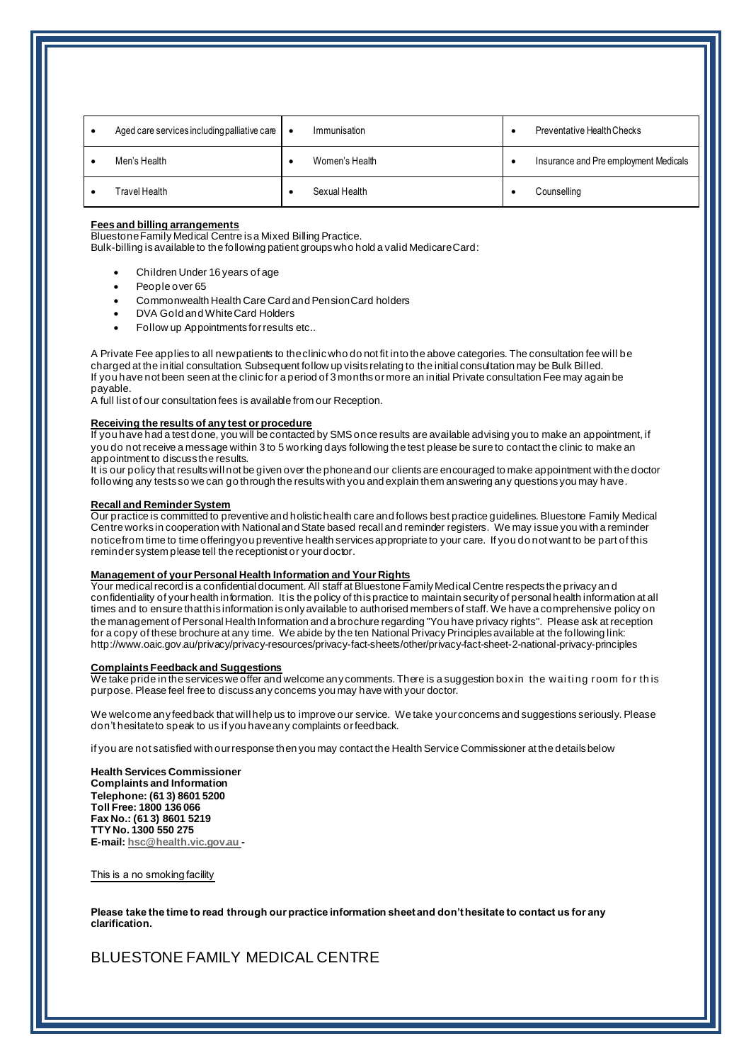| | | |
|---|---|---|
| • Aged care services including palliative care | • Immunisation | • Preventative Health Checks |
| • Men's Health | • Women's Health | • Insurance and Pre employment Medicals |
| • Travel Health | • Sexual Health | • Counselling |

**Fees and billing arrangements**

Bluestone Family Medical Centre is a Mixed Billing Practice.
Bulk-billing is available to the following patient groups who hold a valid Medicare Card:

- Children Under 16 years of age
- People over 65
- Commonwealth Health Care Card and Pension Card holders
- DVA Gold and White Card Holders
- Follow up Appointments for results etc..

A Private Fee applies to all new patients to the clinic who do not fit into the above categories. The consultation fee will be charged at the initial consultation. Subsequent follow up visits relating to the initial consultation may be Bulk Billed.
If you have not been seen at the clinic for a period of 3 months or more an initial Private consultation Fee may again be payable.
A full list of our consultation fees is available from our Reception.

**Receiving the results of any test or procedure**

If you have had a test done, you will be contacted by SMS once results are available advising you to make an appointment, if you do not receive a message within 3 to 5 working days following the test please be sure to contact the clinic to make an appointment to discuss the results.
It is our policy that results will not be given over the phone and our clients are encouraged to make appointment with the doctor following any tests so we can go through the results with you and explain them answering any questions you may have.

**Recall and Reminder System**

Our practice is committed to preventive and holistic health care and follows best practice guidelines. Bluestone Family Medical Centre works in cooperation with National and State based recall and reminder registers. We may issue you with a reminder notice from time to time offering you preventive health services appropriate to your care. If you do not want to be part of this reminder system please tell the receptionist or your doctor.

**Management of your Personal Health Information and Your Rights**

Your medical record is a confidential document. All staff at Bluestone Family Medical Centre respects the privacy and confidentiality of your health information. It is the policy of this practice to maintain security of personal health information at all times and to ensure that this information is only available to authorised members of staff. We have a comprehensive policy on the management of Personal Health Information and a brochure regarding "You have privacy rights". Please ask at reception for a copy of these brochure at any time. We abide by the ten National Privacy Principles available at the following link:
http://www.oaic.gov.au/privacy/privacy-resources/privacy-fact-sheets/other/privacy-fact-sheet-2-national-privacy-principles

**Complaints Feedback and Suggestions**

We take pride in the services we offer and welcome any comments. There is a suggestion box in the waiting room for this purpose. Please feel free to discuss any concerns you may have with your doctor.

We welcome any feedback that will help us to improve our service. We take your concerns and suggestions seriously. Please don't hesitate to speak to us if you have any complaints or feedback.

if you are not satisfied with our response then you may contact the Health Service Commissioner at the details below

**Health Services Commissioner**
**Complaints and Information**
**Telephone: (61 3) 8601 5200**
**Toll Free: 1800 136 066**
**Fax No.: (61 3) 8601 5219**
**TTY No. 1300 550 275**
**E-mail: hsc@health.vic.gov.au -**

This is a no smoking facility

**Please take the time to read through our practice information sheet and don't hesitate to contact us for any clarification.**

BLUESTONE FAMILY MEDICAL CENTRE